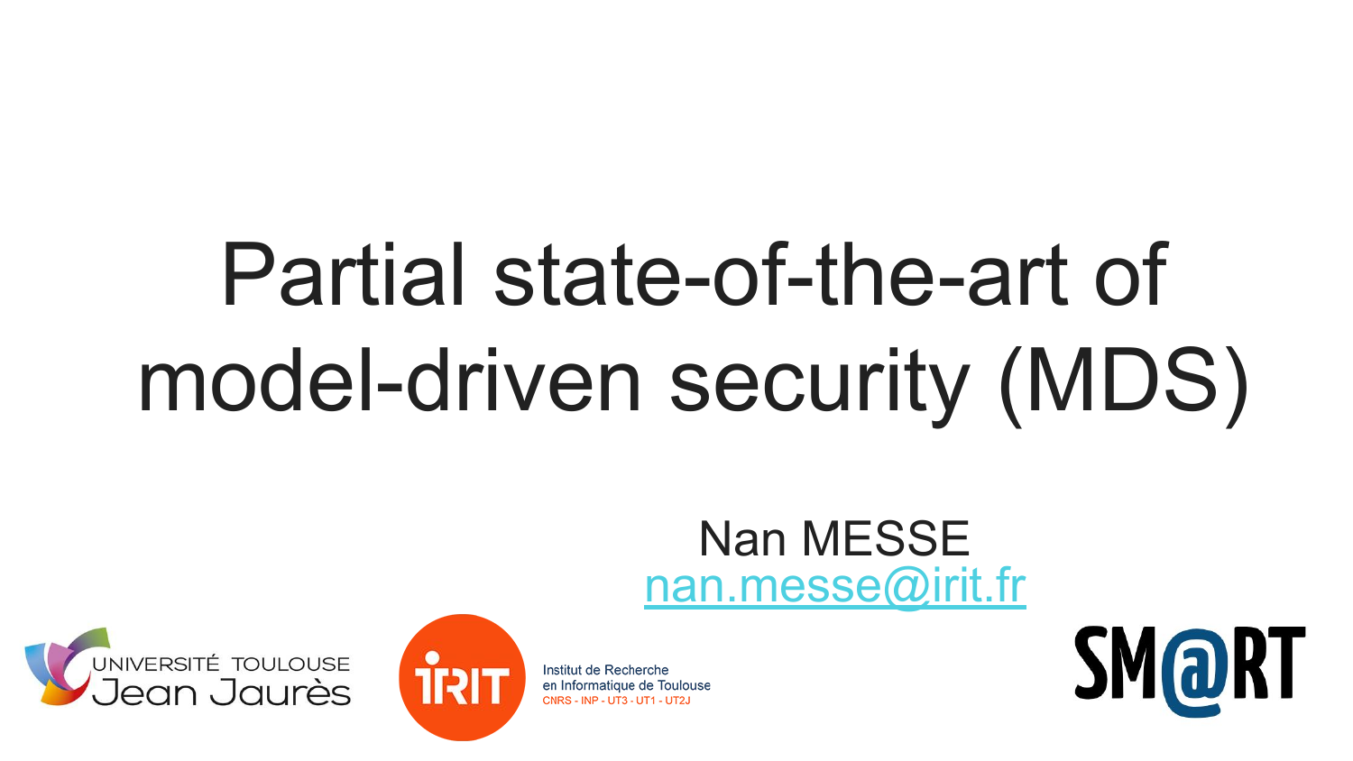# Partial state-of-the-art of model-driven security (MDS)

Nan MESSE
nan.messe@irit.fr

UNIVERSITÉ TOULOUSE Jean Jaurès

IRIT Institut de Recherche en Informatique de Toulouse
CNRS - INP - UT3 - UT1 - UT2J

SM@RT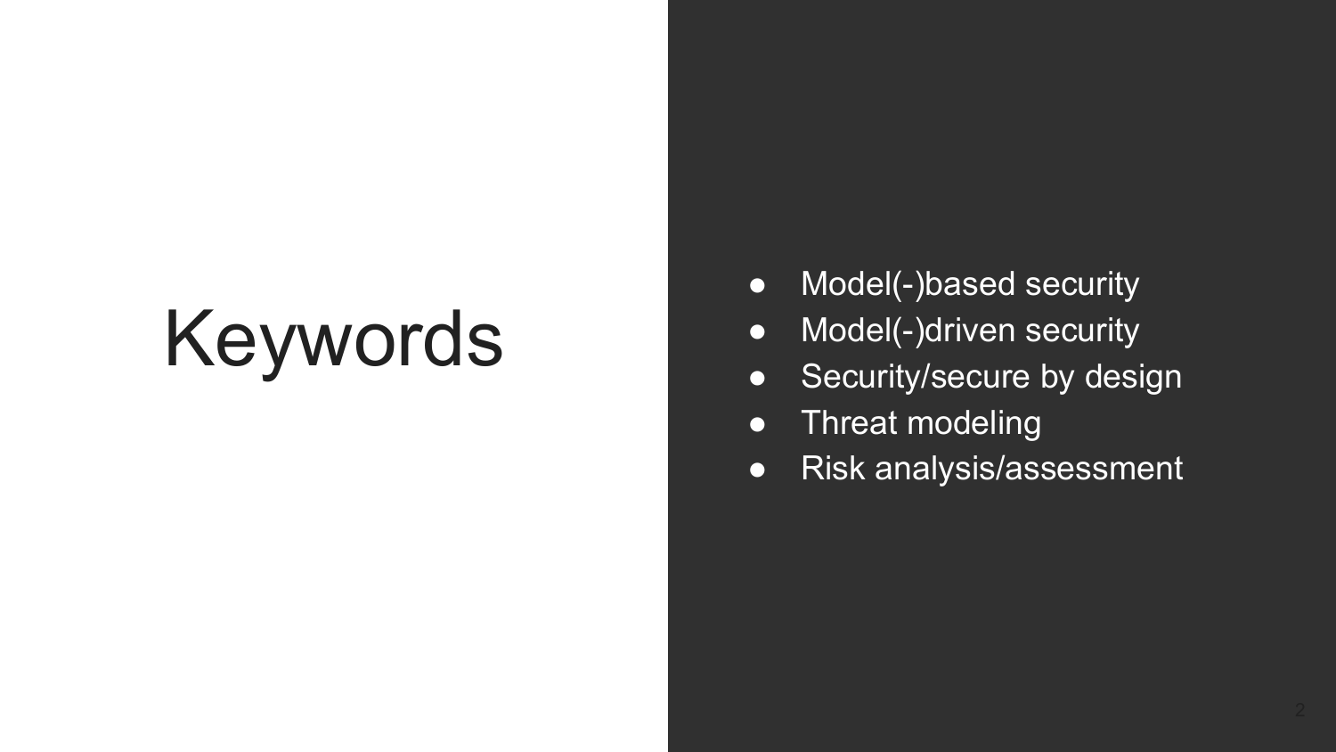# Keywords

- Model(-)based security
- Model(-)driven security
- Security/secure by design
- Threat modeling
- Risk analysis/assessment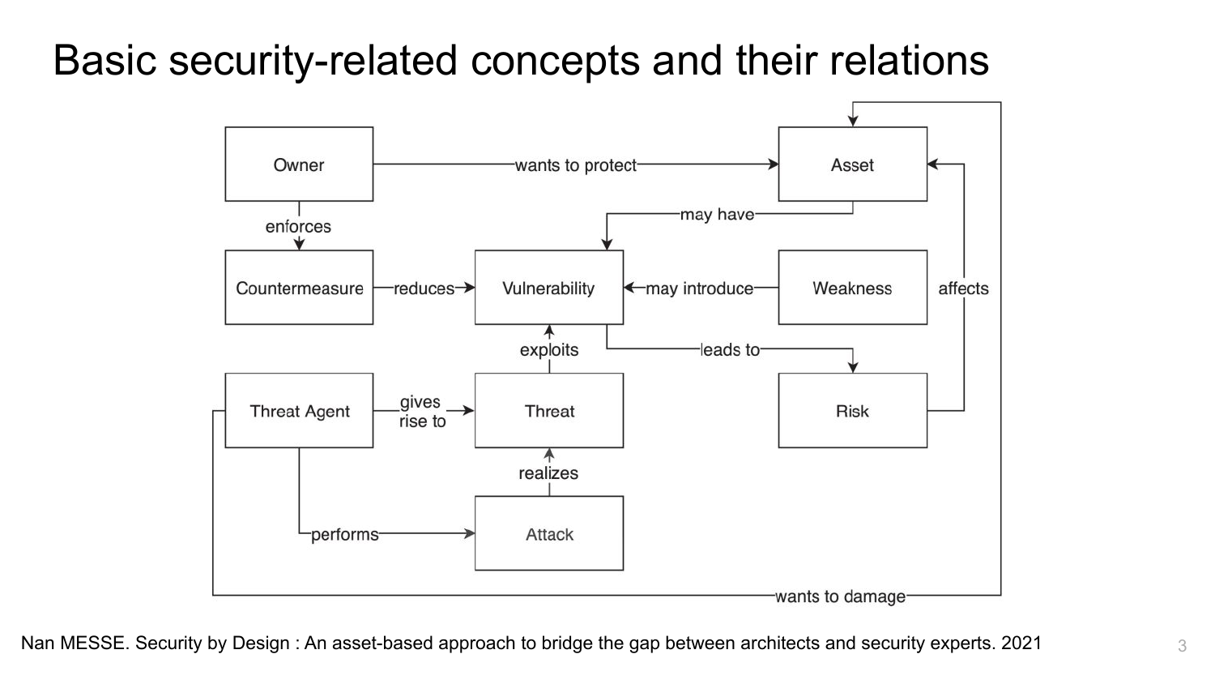# Basic security-related concepts and their relations

Owner

wants to protect

Asset

enforces

may have

Countermeasure

reduces

Vulnerability

may introduce

Weakness

affects

exploits

leads to

Threat Agent

gives rise to

Threat

Risk

realizes

performs

Attack

wants to damage

Nan MESSE. Security by Design : An asset-based approach to bridge the gap between architects and security experts. 2021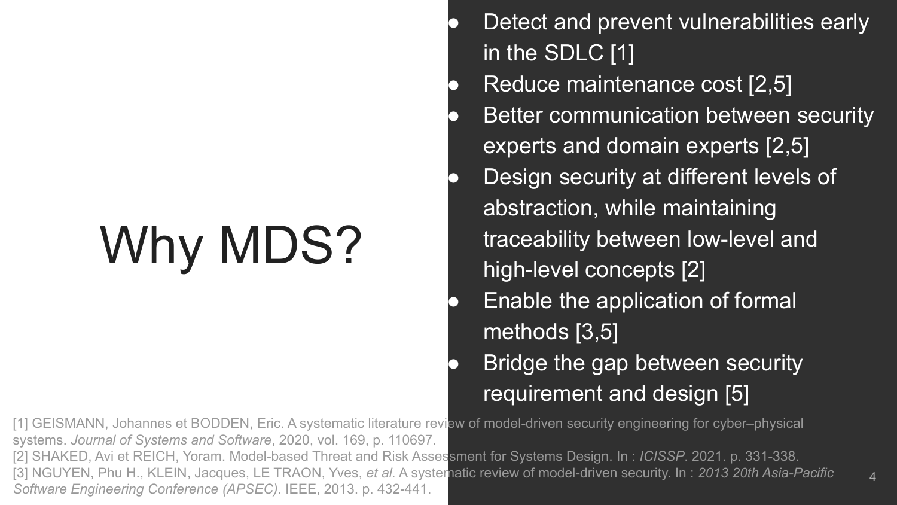# Why MDS?

- Detect and prevent vulnerabilities early in the SDLC [1]
- Reduce maintenance cost [2,5]
- Better communication between security experts and domain experts [2,5]
- Design security at different levels of abstraction, while maintaining traceability between low-level and high-level concepts [2]
- Enable the application of formal methods [3,5]
- Bridge the gap between security requirement and design [5]

[1] GEISMANN, Johannes et BODDEN, Eric. A systematic literature review of model-driven security engineering for cyber–physical systems. *Journal of Systems and Software*, 2020, vol. 169, p. 110697.
[2] SHAKED, Avi et REICH, Yoram. Model-based Threat and Risk Assessment for Systems Design. In : *ICISSP*. 2021. p. 331-338.
[3] NGUYEN, Phu H., KLEIN, Jacques, LE TRAON, Yves, *et al.* A systematic review of model-driven security. In : *2013 20th Asia-Pacific Software Engineering Conference (APSEC)*. IEEE, 2013. p. 432-441.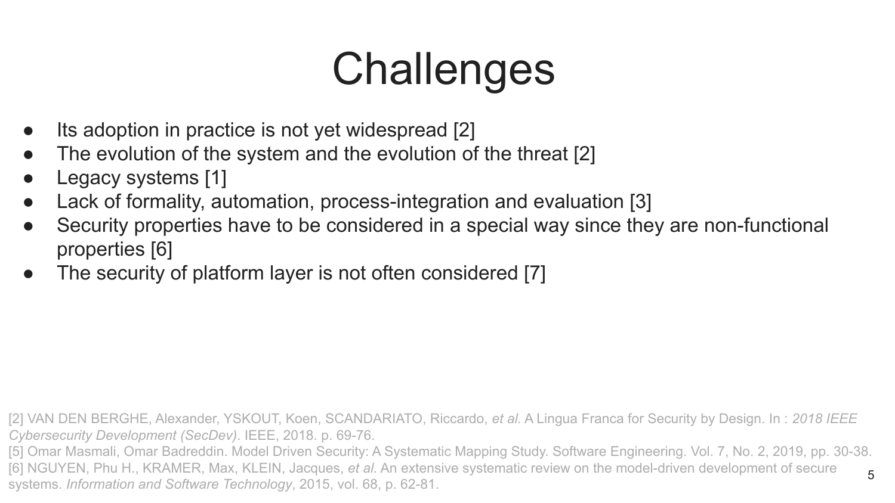# Challenges

- Its adoption in practice is not yet widespread [2]
- The evolution of the system and the evolution of the threat [2]
- Legacy systems [1]
- Lack of formality, automation, process-integration and evaluation [3]
- Security properties have to be considered in a special way since they are non-functional properties [6]
- The security of platform layer is not often considered [7]

[2] VAN DEN BERGHE, Alexander, YSKOUT, Koen, SCANDARIATO, Riccardo, *et al.* A Lingua Franca for Security by Design. In : *2018 IEEE Cybersecurity Development (SecDev)*. IEEE, 2018. p. 69-76.
[5] Omar Masmali, Omar Badreddin. Model Driven Security: A Systematic Mapping Study. Software Engineering. Vol. 7, No. 2, 2019, pp. 30-38.
[6] NGUYEN, Phu H., KRAMER, Max, KLEIN, Jacques, *et al.* An extensive systematic review on the model-driven development of secure systems. *Information and Software Technology*, 2015, vol. 68, p. 62-81.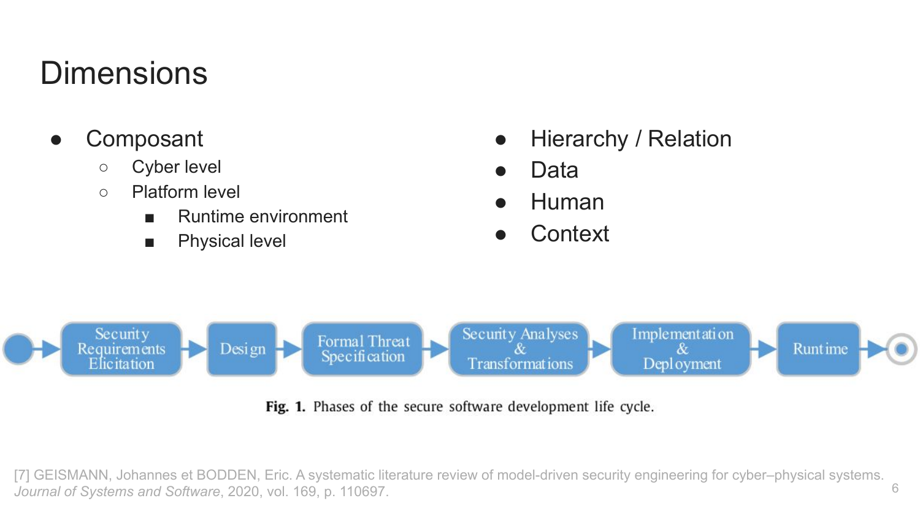# Dimensions

- Composant
  - Cyber level
  - Platform level
    - Runtime environment
    - Physical level
- Hierarchy / Relation
- Data
- Human
- Context

Security Requirements Elicitation

Design

Formal Threat Specification

Security Analyses & Transformations

Implementation & Deployment

Runtime

**Fig. 1.** Phases of the secure software development life cycle.

[7] GEISMANN, Johannes et BODDEN, Eric. A systematic literature review of model-driven security engineering for cyber–physical systems. *Journal of Systems and Software*, 2020, vol. 169, p. 110697.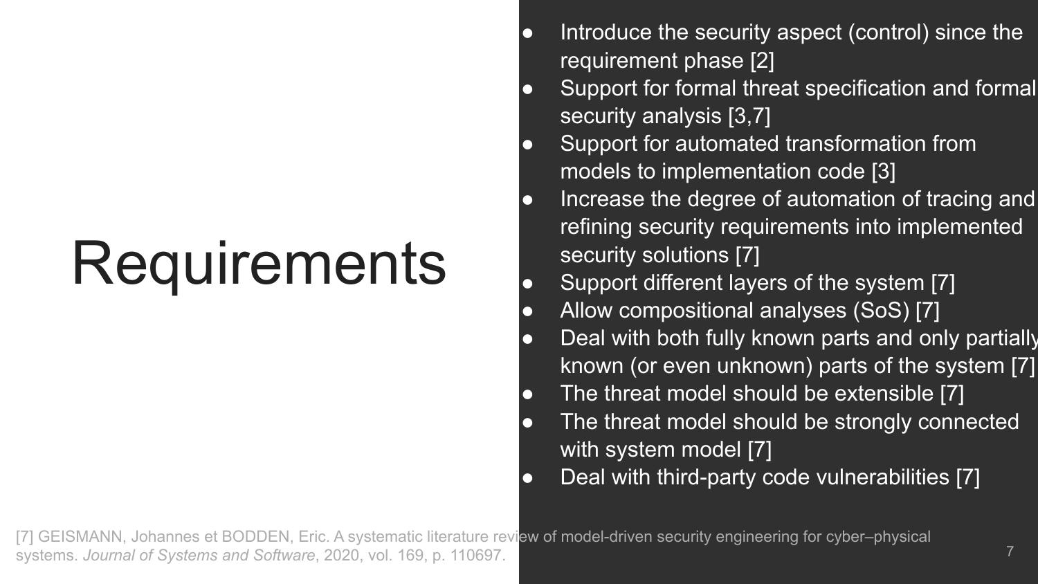# Requirements

- Introduce the security aspect (control) since the requirement phase [2]
- Support for formal threat specification and formal security analysis [3,7]
- Support for automated transformation from models to implementation code [3]
- Increase the degree of automation of tracing and refining security requirements into implemented security solutions [7]
- Support different layers of the system [7]
- Allow compositional analyses (SoS) [7]
- Deal with both fully known parts and only partially known (or even unknown) parts of the system [7]
- The threat model should be extensible [7]
- The threat model should be strongly connected with system model [7]
- Deal with third-party code vulnerabilities [7]

[7] GEISMANN, Johannes et BODDEN, Eric. A systematic literature review of model-driven security engineering for cyber–physical systems. *Journal of Systems and Software*, 2020, vol. 169, p. 110697.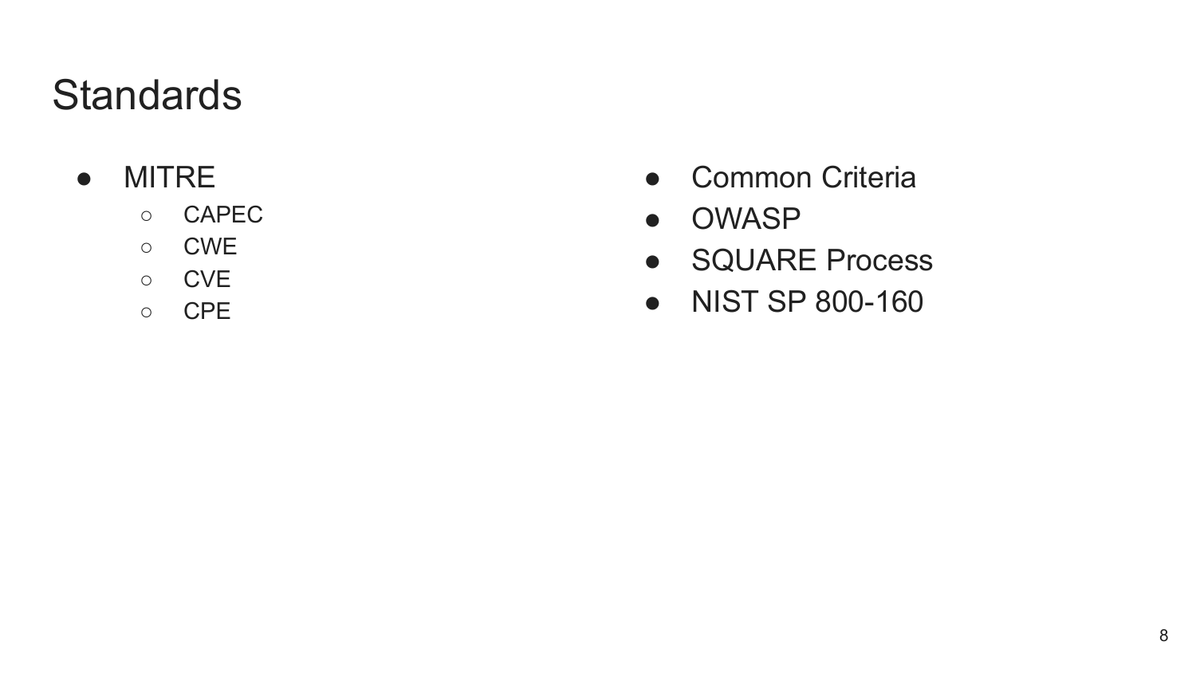# Standards

- MITRE
  - CAPEC
  - CWE
  - CVE
  - CPE
- Common Criteria
- OWASP
- SQUARE Process
- NIST SP 800-160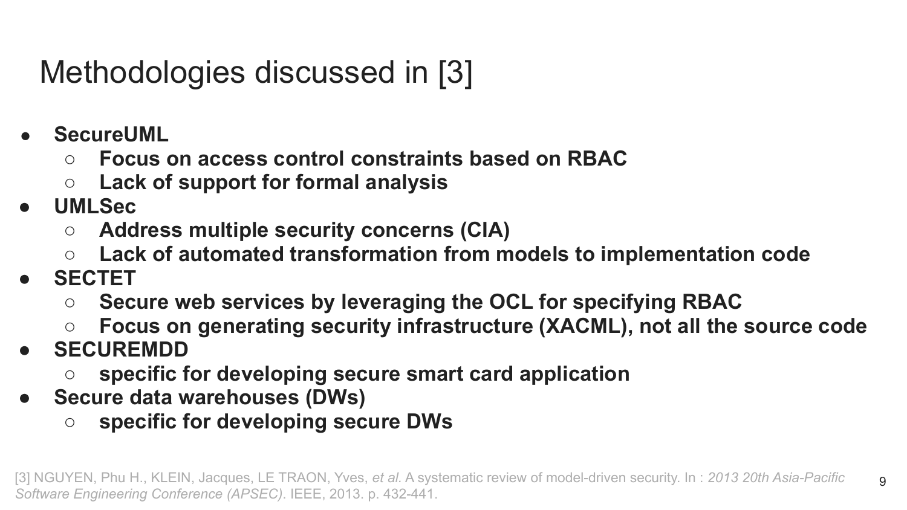# Methodologies discussed in [3]

- **SecureUML**
  - **Focus on access control constraints based on RBAC**
  - **Lack of support for formal analysis**
- **UMLSec**
  - **Address multiple security concerns (CIA)**
  - **Lack of automated transformation from models to implementation code**
- **SECTET**
  - **Secure web services by leveraging the OCL for specifying RBAC**
  - **Focus on generating security infrastructure (XACML), not all the source code**
- **SECUREMDD**
  - **specific for developing secure smart card application**
- **Secure data warehouses (DWs)**
  - **specific for developing secure DWs**

[3] NGUYEN, Phu H., KLEIN, Jacques, LE TRAON, Yves, *et al.* A systematic review of model-driven security. In : *2013 20th Asia-Pacific Software Engineering Conference (APSEC)*. IEEE, 2013. p. 432-441.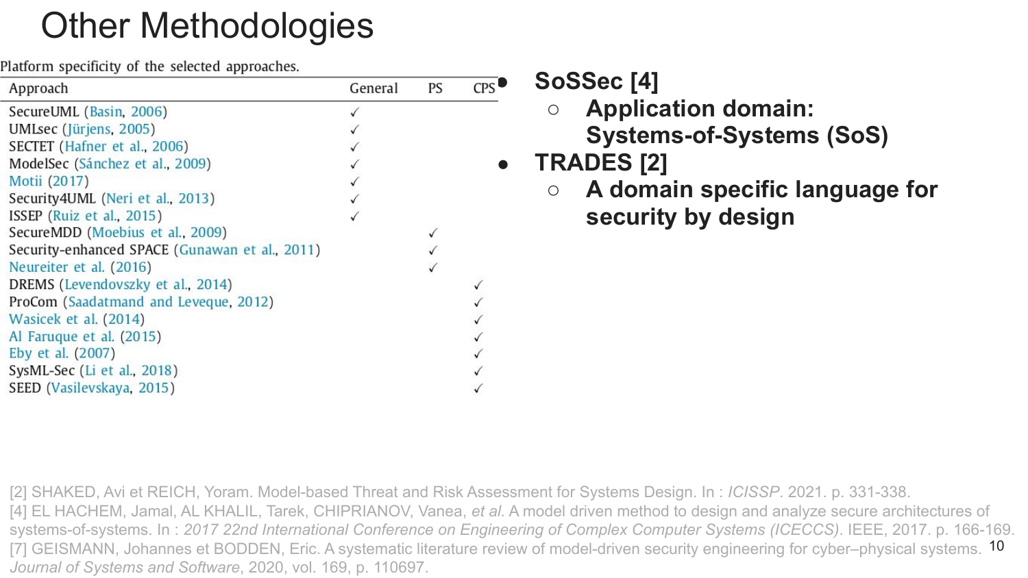# Other Methodologies

Platform specificity of the selected approaches.

| Approach | General | PS | CPS |
|---|---|---|---|
| SecureUML (Basin, 2006) | ✓ | | |
| UMLsec (Jürjens, 2005) | ✓ | | |
| SECTET (Hafner et al., 2006) | ✓ | | |
| ModelSec (Sánchez et al., 2009) | ✓ | | |
| Motii (2017) | ✓ | | |
| Security4UML (Neri et al., 2013) | ✓ | | |
| ISSEP (Ruiz et al., 2015) | ✓ | | |
| SecureMDD (Moebius et al., 2009) | | ✓ | |
| Security-enhanced SPACE (Gunawan et al., 2011) | | ✓ | |
| Neureiter et al. (2016) | | ✓ | |
| DREMS (Levendovszky et al., 2014) | | | ✓ |
| ProCom (Saadatmand and Leveque, 2012) | | | ✓ |
| Wasicek et al. (2014) | | | ✓ |
| Al Faruque et al. (2015) | | | ✓ |
| Eby et al. (2007) | | | ✓ |
| SysML-Sec (Li et al., 2018) | | | ✓ |
| SEED (Vasilevskaya, 2015) | | | ✓ |

- **SoSSec [4]**
  - **Application domain: Systems-of-Systems (SoS)**
- **TRADES [2]**
  - **A domain specific language for security by design**

[2] SHAKED, Avi et REICH, Yoram. Model-based Threat and Risk Assessment for Systems Design. In : *ICISSP*. 2021. p. 331-338.
[4] EL HACHEM, Jamal, AL KHALIL, Tarek, CHIPRIANOV, Vanea, *et al.* A model driven method to design and analyze secure architectures of systems-of-systems. In : *2017 22nd International Conference on Engineering of Complex Computer Systems (ICECCS)*. IEEE, 2017. p. 166-169.
[7] GEISMANN, Johannes et BODDEN, Eric. A systematic literature review of model-driven security engineering for cyber–physical systems. *Journal of Systems and Software*, 2020, vol. 169, p. 110697.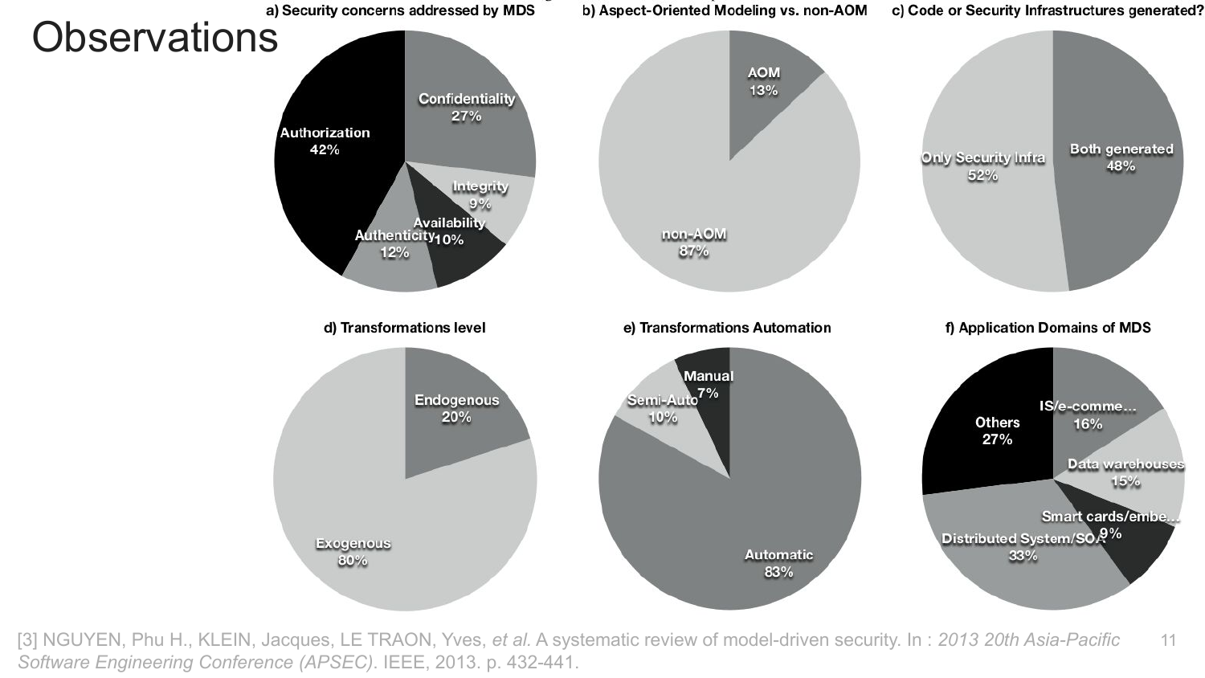# Observations

a) Security concerns addressed by MDS

Authorization 42%
Confidentiality 27%
Integrity 9%
Availability 10%
Authenticity 12%

b) Aspect-Oriented Modeling vs. non-AOM

AOM 13%
non-AOM 87%

c) Code or Security Infrastructures generated?

Only Security Infra 52%
Both generated 48%

d) Transformations level

Endogenous 20%
Exogenous 80%

e) Transformations Automation

Manual 7%
Semi-Auto 10%
Automatic 83%

f) Application Domains of MDS

Others 27%
IS/e-comme... 16%
Data warehouses 15%
Smart cards/embe... 9%
Distributed System/SOA 33%

[3] NGUYEN, Phu H., KLEIN, Jacques, LE TRAON, Yves, *et al*. A systematic review of model-driven security. In : *2013 20th Asia-Pacific Software Engineering Conference (APSEC)*. IEEE, 2013. p. 432-441.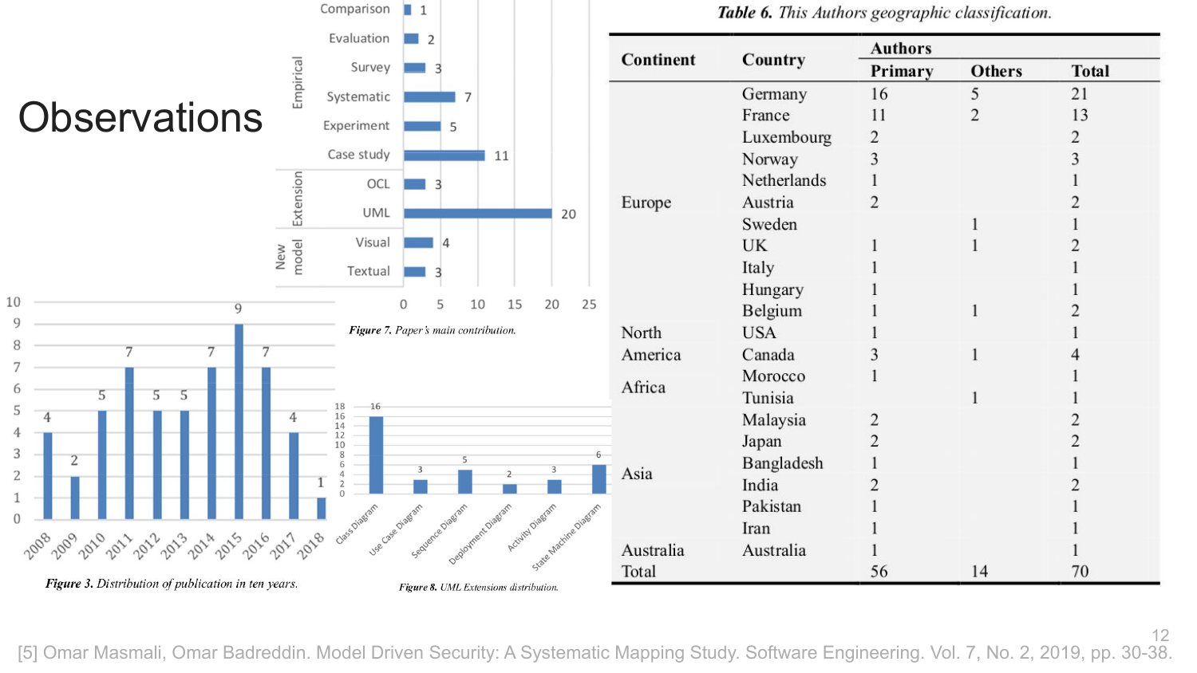# Observations

Figure 7. Paper's main contribution.

Figure 3. Distribution of publication in ten years.

Figure 8. UML Extensions distribution.

*Table 6. This Authors geographic classification.*

| Continent | Country | Authors | | |
|---|---|---|---|---|
| | | Primary | Others | Total |
| Europe | Germany | 16 | 5 | 21 |
| | France | 11 | 2 | 13 |
| | Luxembourg | 2 | | 2 |
| | Norway | 3 | | 3 |
| | Netherlands | 1 | | 1 |
| | Austria | 2 | | 2 |
| | Sweden | | 1 | 1 |
| | UK | 1 | 1 | 2 |
| | Italy | 1 | | 1 |
| | Hungary | 1 | | 1 |
| | Belgium | 1 | 1 | 2 |
| North America | USA | 1 | | 1 |
| | Canada | 3 | 1 | 4 |
| Africa | Morocco | 1 | | 1 |
| | Tunisia | | 1 | 1 |
| Asia | Malaysia | 2 | | 2 |
| | Japan | 2 | | 2 |
| | Bangladesh | 1 | | 1 |
| | India | 2 | | 2 |
| | Pakistan | 1 | | 1 |
| | Iran | 1 | | 1 |
| Australia | Australia | 1 | | 1 |
| Total | | 56 | 14 | 70 |

[5] Omar Masmali, Omar Badreddin. Model Driven Security: A Systematic Mapping Study. Software Engineering. Vol. 7, No. 2, 2019, pp. 30-38.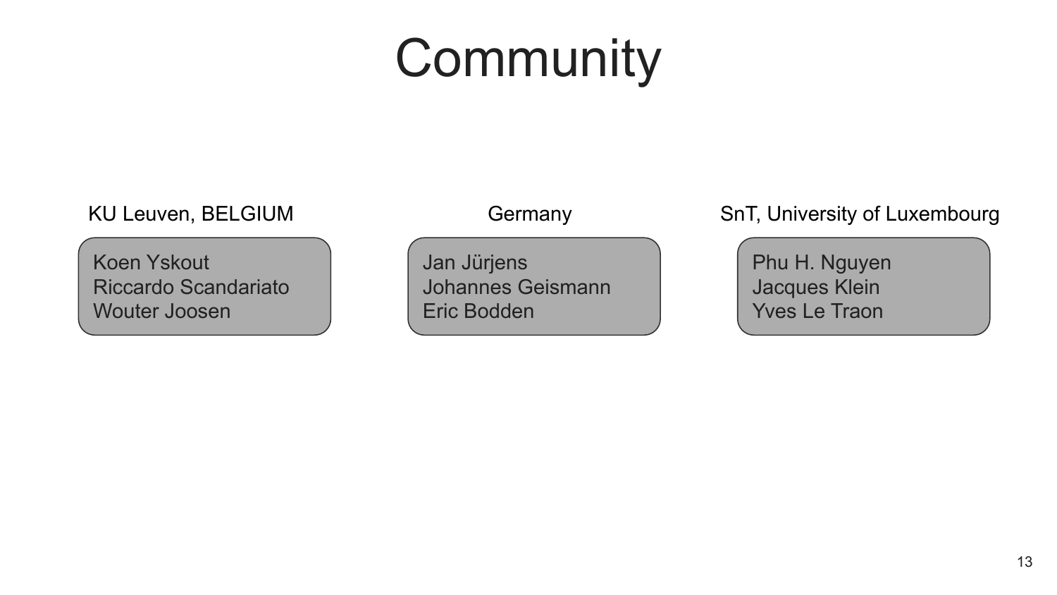# Community

KU Leuven, BELGIUM

- Koen Yskout
- Riccardo Scandariato
- Wouter Joosen

Germany

- Jan Jürjens
- Johannes Geismann
- Eric Bodden

SnT, University of Luxembourg

- Phu H. Nguyen
- Jacques Klein
- Yves Le Traon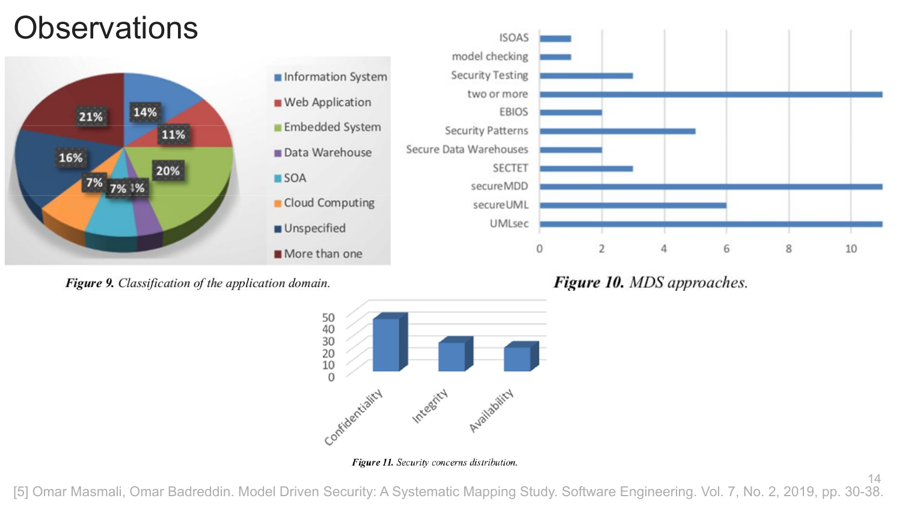# Observations

Information System
Web Application
Embedded System
Data Warehouse
SOA
Cloud Computing
Unspecified
More than one

21%
14%
11%
16%
20%
7%
7%
1%

*Figure 9. Classification of the application domain.*

ISOAS
model checking
Security Testing
two or more
EBIOS
Security Patterns
Secure Data Warehouses
SECTET
secureMDD
secureUML
UMLsec

0
2
4
6
8
10

*Figure 10. MDS approaches.*

50
40
30
20
10
0

Confidentiality
Integrity
Availability

*Figure 11. Security concerns distribution.*

[5] Omar Masmali, Omar Badreddin. Model Driven Security: A Systematic Mapping Study. Software Engineering. Vol. 7, No. 2, 2019, pp. 30-38.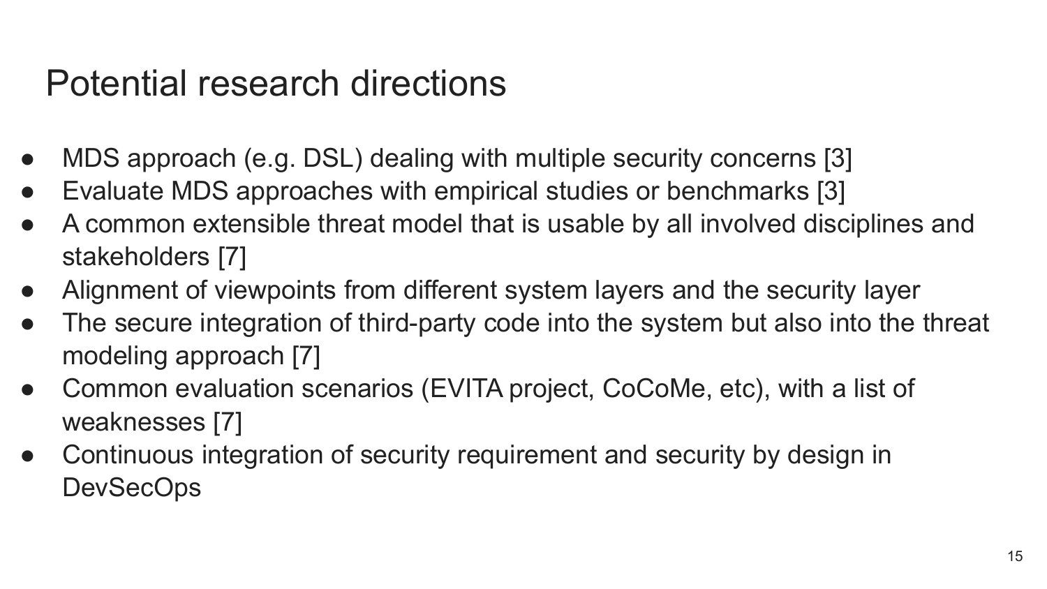# Potential research directions

- MDS approach (e.g. DSL) dealing with multiple security concerns [3]
- Evaluate MDS approaches with empirical studies or benchmarks [3]
- A common extensible threat model that is usable by all involved disciplines and stakeholders [7]
- Alignment of viewpoints from different system layers and the security layer
- The secure integration of third-party code into the system but also into the threat modeling approach [7]
- Common evaluation scenarios (EVITA project, CoCoMe, etc), with a list of weaknesses [7]
- Continuous integration of security requirement and security by design in DevSecOps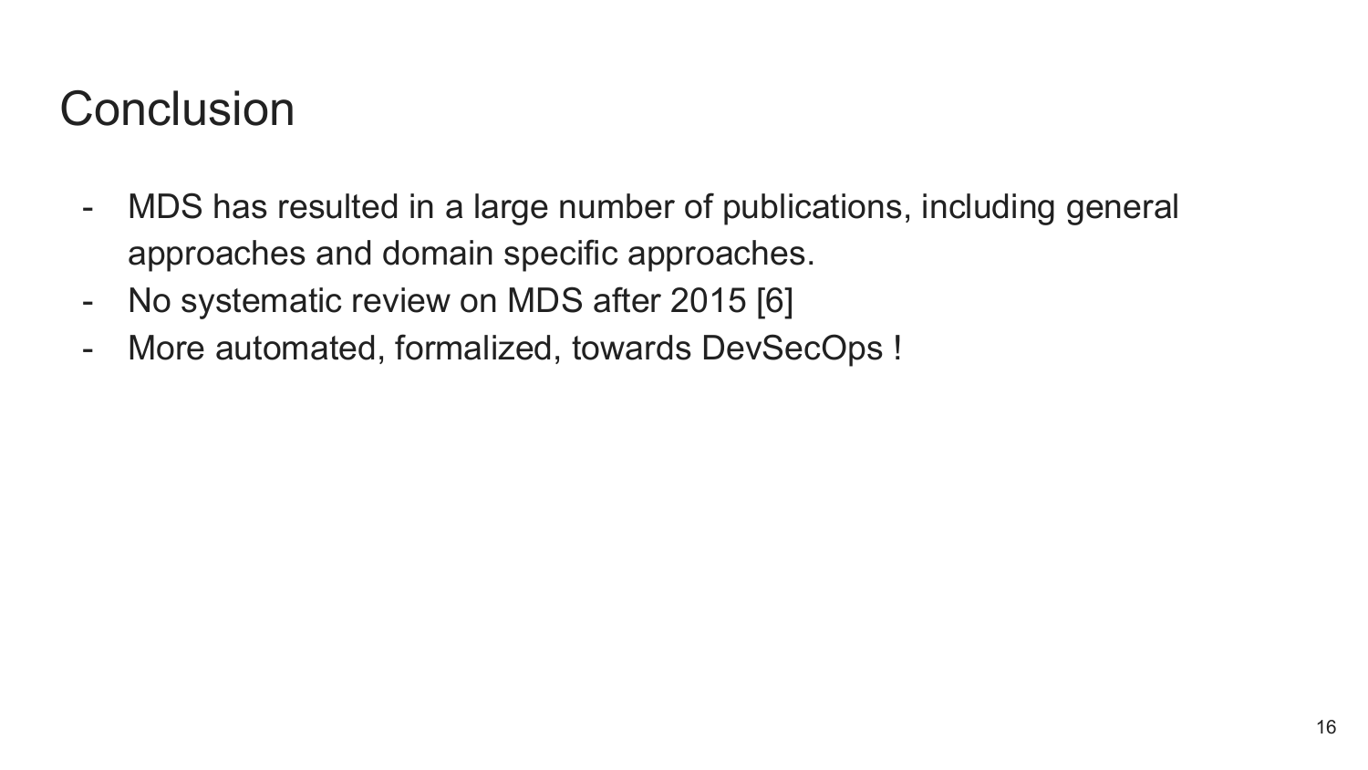# Conclusion

- MDS has resulted in a large number of publications, including general approaches and domain specific approaches.
- No systematic review on MDS after 2015 [6]
- More automated, formalized, towards DevSecOps !